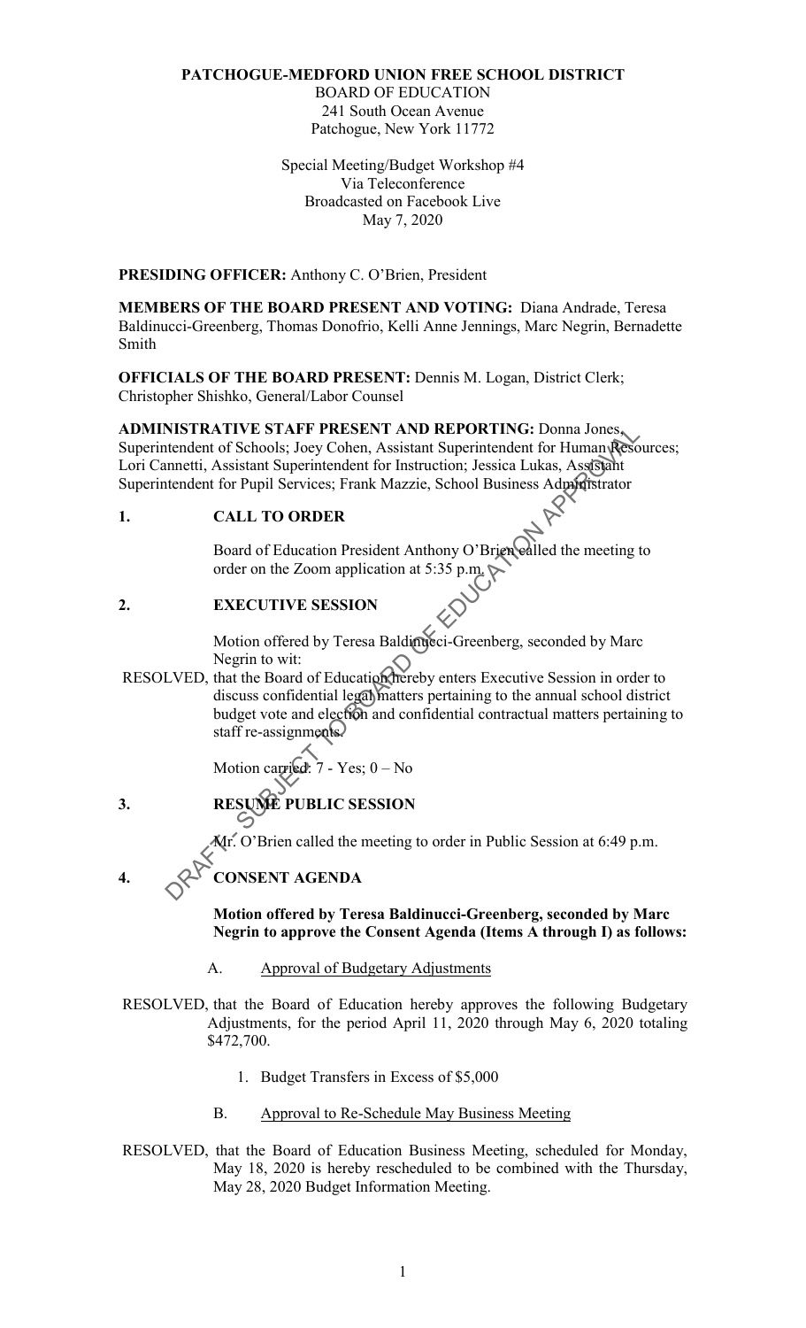**PATCHOGUE-MEDFORD UNION FREE SCHOOL DISTRICT**

BOARD OF EDUCATION
241 South Ocean Avenue
Patchogue, New York 11772

Special Meeting/Budget Workshop #4
Via Teleconference
Broadcasted on Facebook Live
May 7, 2020

**PRESIDING OFFICER:** Anthony C. O'Brien, President

**MEMBERS OF THE BOARD PRESENT AND VOTING:** Diana Andrade, Teresa Baldinucci-Greenberg, Thomas Donofrio, Kelli Anne Jennings, Marc Negrin, Bernadette Smith

**OFFICIALS OF THE BOARD PRESENT:** Dennis M. Logan, District Clerk; Christopher Shishko, General/Labor Counsel

**ADMINISTRATIVE STAFF PRESENT AND REPORTING:** Donna Jones, Superintendent of Schools; Joey Cohen, Assistant Superintendent for Human Resources; Lori Cannetti, Assistant Superintendent for Instruction; Jessica Lukas, Assistant Superintendent for Pupil Services; Frank Mazzie, School Business Administrator

## 1. CALL TO ORDER

Board of Education President Anthony O'Brien called the meeting to order on the Zoom application at 5:35 p.m.

## 2. EXECUTIVE SESSION

Motion offered by Teresa Baldinucci-Greenberg, seconded by Marc Negrin to wit:

RESOLVED, that the Board of Education hereby enters Executive Session in order to discuss confidential legal matters pertaining to the annual school district budget vote and election and confidential contractual matters pertaining to staff re-assignments.

Motion carried: 7 - Yes; 0 – No

## 3. RESUME PUBLIC SESSION

Mr. O'Brien called the meeting to order in Public Session at 6:49 p.m.

## 4. CONSENT AGENDA

**Motion offered by Teresa Baldinucci-Greenberg, seconded by Marc Negrin to approve the Consent Agenda (Items A through I) as follows:**

A. Approval of Budgetary Adjustments

RESOLVED, that the Board of Education hereby approves the following Budgetary Adjustments, for the period April 11, 2020 through May 6, 2020 totaling $472,700.

1. Budget Transfers in Excess of $5,000

B. Approval to Re-Schedule May Business Meeting

RESOLVED, that the Board of Education Business Meeting, scheduled for Monday, May 18, 2020 is hereby rescheduled to be combined with the Thursday, May 28, 2020 Budget Information Meeting.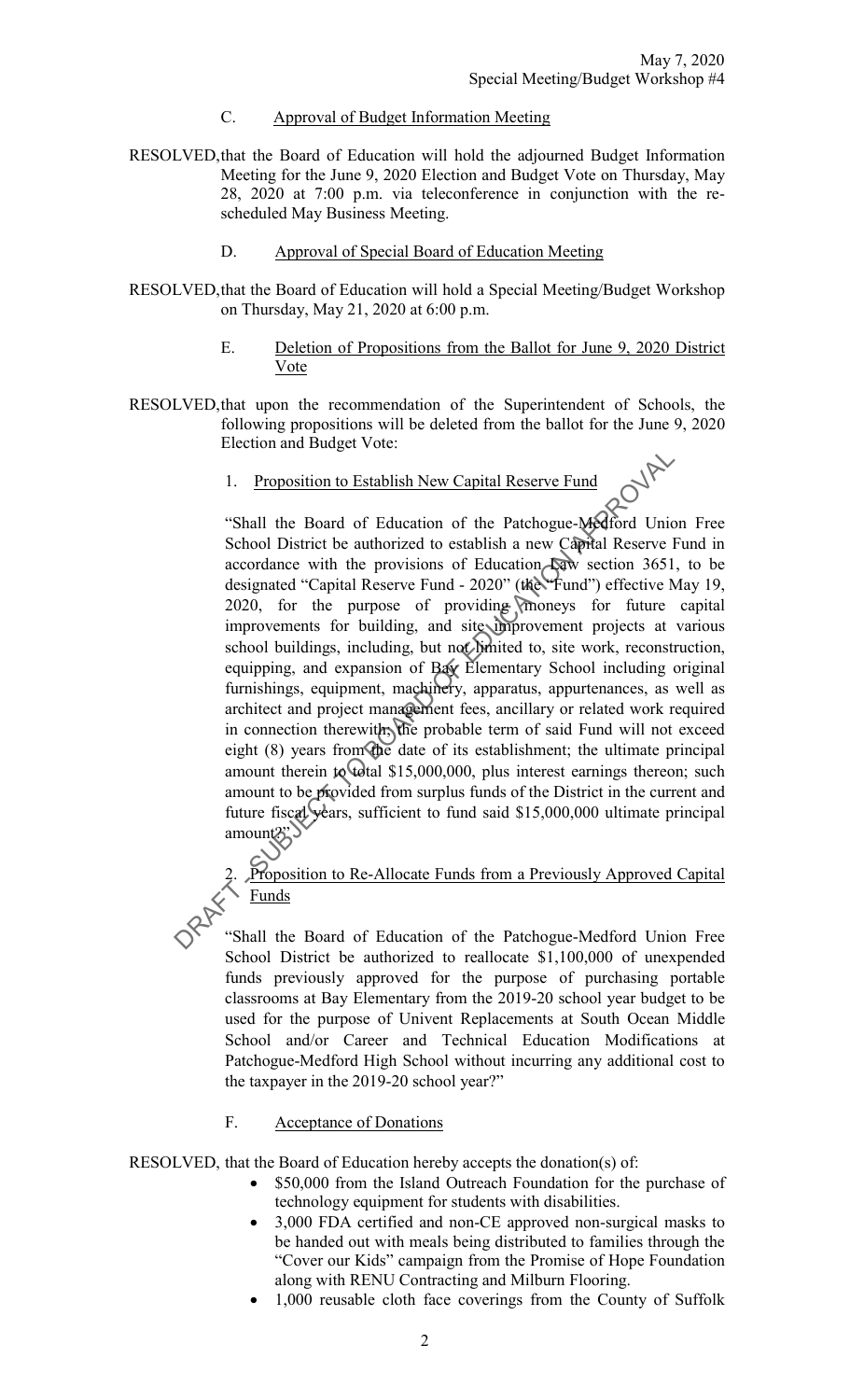C. Approval of Budget Information Meeting

RESOLVED, that the Board of Education will hold the adjourned Budget Information Meeting for the June 9, 2020 Election and Budget Vote on Thursday, May 28, 2020 at 7:00 p.m. via teleconference in conjunction with the re-scheduled May Business Meeting.

D. Approval of Special Board of Education Meeting

RESOLVED, that the Board of Education will hold a Special Meeting/Budget Workshop on Thursday, May 21, 2020 at 6:00 p.m.

E. Deletion of Propositions from the Ballot for June 9, 2020 District Vote

RESOLVED, that upon the recommendation of the Superintendent of Schools, the following propositions will be deleted from the ballot for the June 9, 2020 Election and Budget Vote:

1. Proposition to Establish New Capital Reserve Fund

"Shall the Board of Education of the Patchogue-Medford Union Free School District be authorized to establish a new Capital Reserve Fund in accordance with the provisions of Education Law section 3651, to be designated "Capital Reserve Fund - 2020" (the "Fund") effective May 19, 2020, for the purpose of providing moneys for future capital improvements for building, and site improvement projects at various school buildings, including, but not limited to, site work, reconstruction, equipping, and expansion of Bay Elementary School including original furnishings, equipment, machinery, apparatus, appurtenances, as well as architect and project management fees, ancillary or related work required in connection therewith; the probable term of said Fund will not exceed eight (8) years from the date of its establishment; the ultimate principal amount therein to total $15,000,000, plus interest earnings thereon; such amount to be provided from surplus funds of the District in the current and future fiscal years, sufficient to fund said $15,000,000 ultimate principal amount?"

2. Proposition to Re-Allocate Funds from a Previously Approved Capital Funds

"Shall the Board of Education of the Patchogue-Medford Union Free School District be authorized to reallocate $1,100,000 of unexpended funds previously approved for the purpose of purchasing portable classrooms at Bay Elementary from the 2019-20 school year budget to be used for the purpose of Univent Replacements at South Ocean Middle School and/or Career and Technical Education Modifications at Patchogue-Medford High School without incurring any additional cost to the taxpayer in the 2019-20 school year?"

F. Acceptance of Donations

RESOLVED, that the Board of Education hereby accepts the donation(s) of:

- $50,000 from the Island Outreach Foundation for the purchase of technology equipment for students with disabilities.
- 3,000 FDA certified and non-CE approved non-surgical masks to be handed out with meals being distributed to families through the "Cover our Kids" campaign from the Promise of Hope Foundation along with RENU Contracting and Milburn Flooring.
- 1,000 reusable cloth face coverings from the County of Suffolk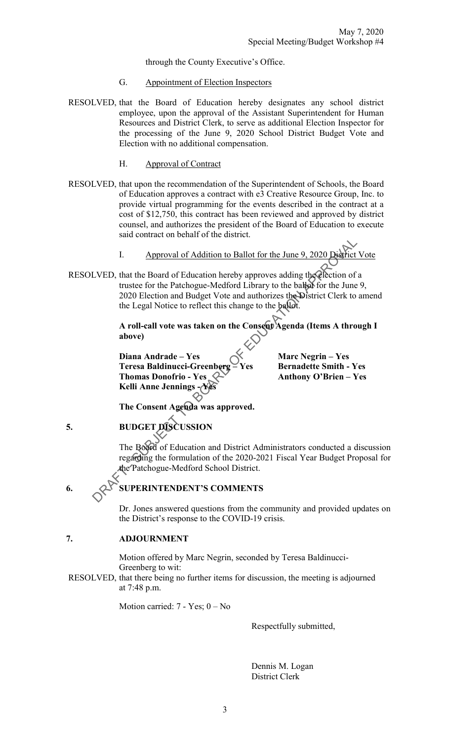through the County Executive's Office.

G. Appointment of Election Inspectors

RESOLVED, that the Board of Education hereby designates any school district employee, upon the approval of the Assistant Superintendent for Human Resources and District Clerk, to serve as additional Election Inspector for the processing of the June 9, 2020 School District Budget Vote and Election with no additional compensation.

H. Approval of Contract

RESOLVED, that upon the recommendation of the Superintendent of Schools, the Board of Education approves a contract with e3 Creative Resource Group, Inc. to provide virtual programming for the events described in the contract at a cost of $12,750, this contract has been reviewed and approved by district counsel, and authorizes the president of the Board of Education to execute said contract on behalf of the district.

I. Approval of Addition to Ballot for the June 9, 2020 District Vote

RESOLVED, that the Board of Education hereby approves adding the election of a trustee for the Patchogue-Medford Library to the ballot for the June 9, 2020 Election and Budget Vote and authorizes the District Clerk to amend the Legal Notice to reflect this change to the ballot.

**A roll-call vote was taken on the Consent Agenda (Items A through I above)**

**Diana Andrade – Yes**
**Teresa Baldinucci-Greenberg – Yes**
**Thomas Donofrio - Yes**
**Kelli Anne Jennings - Yes**
**Marc Negrin – Yes**
**Bernadette Smith - Yes**
**Anthony O'Brien – Yes**

**The Consent Agenda was approved.**

## 5. BUDGET DISCUSSION

The Board of Education and District Administrators conducted a discussion regarding the formulation of the 2020-2021 Fiscal Year Budget Proposal for the Patchogue-Medford School District.

## 6. SUPERINTENDENT'S COMMENTS

Dr. Jones answered questions from the community and provided updates on the District's response to the COVID-19 crisis.

## 7. ADJOURNMENT

Motion offered by Marc Negrin, seconded by Teresa Baldinucci-Greenberg to wit:

RESOLVED, that there being no further items for discussion, the meeting is adjourned at 7:48 p.m.

Motion carried: 7 - Yes; 0 – No

Respectfully submitted,

Dennis M. Logan
District Clerk